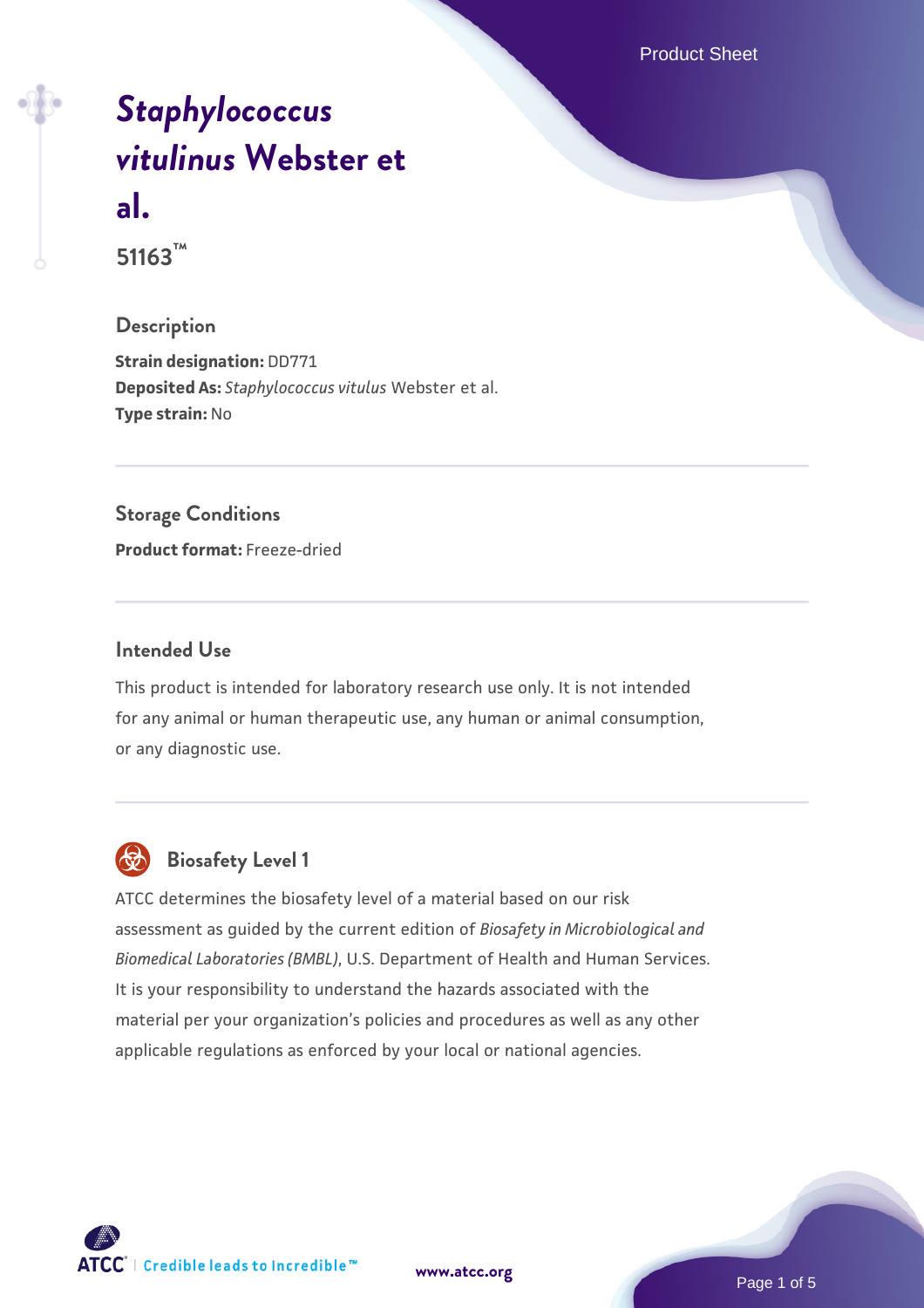# *Staphylococcus vitulinus* Webster et al.

**51163™**

## Description

**Strain designation:** DD771
**Deposited As:** *Staphylococcus vitulus* Webster et al.
**Type strain:** No

## Storage Conditions

**Product format:** Freeze-dried

## Intended Use

This product is intended for laboratory research use only. It is not intended for any animal or human therapeutic use, any human or animal consumption, or any diagnostic use.

## Biosafety Level 1

ATCC determines the biosafety level of a material based on our risk assessment as guided by the current edition of *Biosafety in Microbiological and Biomedical Laboratories (BMBL)*, U.S. Department of Health and Human Services. It is your responsibility to understand the hazards associated with the material per your organization's policies and procedures as well as any other applicable regulations as enforced by your local or national agencies.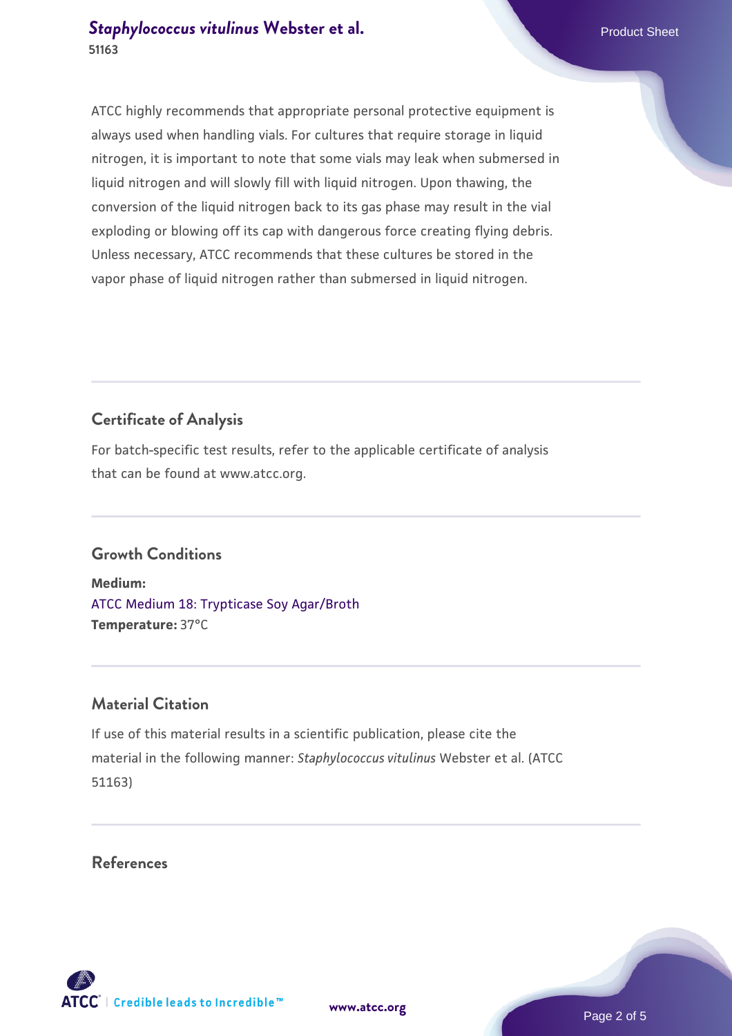ATCC highly recommends that appropriate personal protective equipment is always used when handling vials. For cultures that require storage in liquid nitrogen, it is important to note that some vials may leak when submersed in liquid nitrogen and will slowly fill with liquid nitrogen. Upon thawing, the conversion of the liquid nitrogen back to its gas phase may result in the vial exploding or blowing off its cap with dangerous force creating flying debris. Unless necessary, ATCC recommends that these cultures be stored in the vapor phase of liquid nitrogen rather than submersed in liquid nitrogen.

## Certificate of Analysis

For batch-specific test results, refer to the applicable certificate of analysis that can be found at www.atcc.org.

## Growth Conditions

**Medium:**
ATCC Medium 18: Trypticase Soy Agar/Broth
**Temperature:** 37°C

## Material Citation

If use of this material results in a scientific publication, please cite the material in the following manner: *Staphylococcus vitulinus* Webster et al. (ATCC 51163)

## References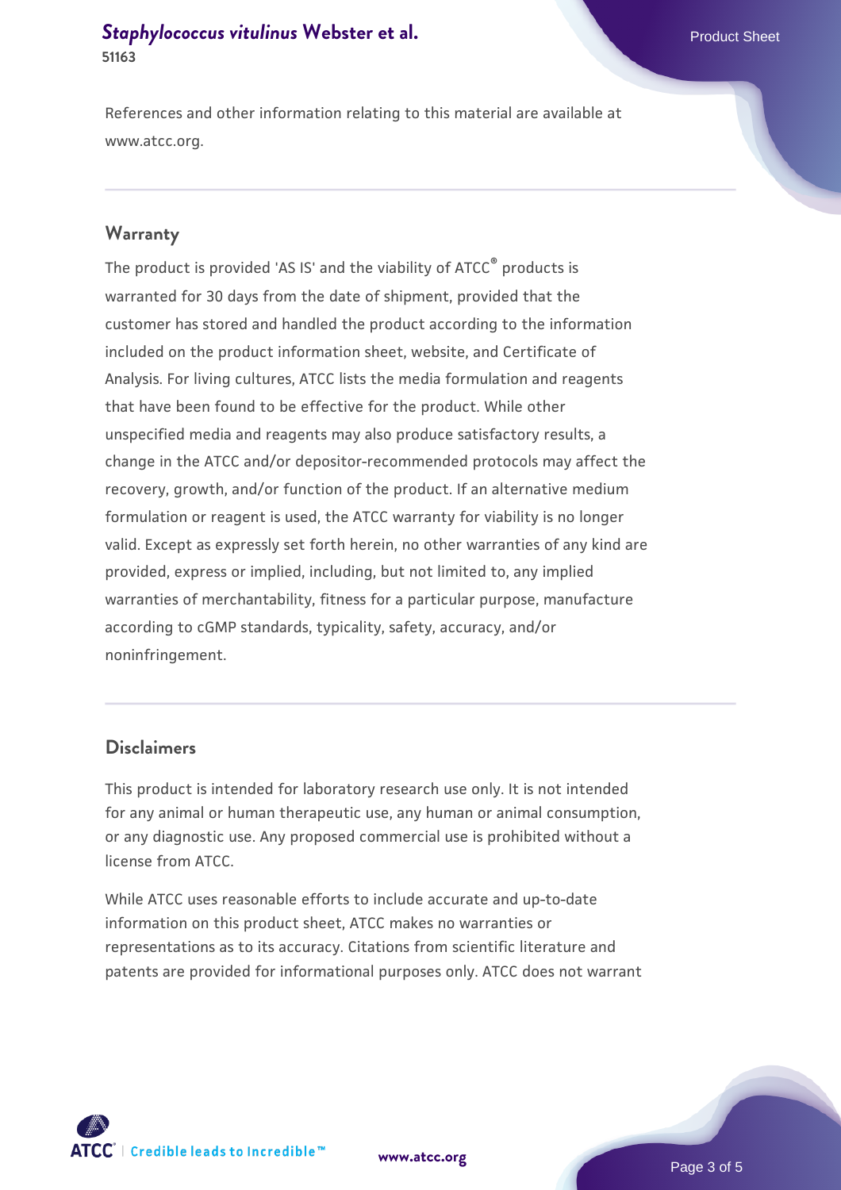References and other information relating to this material are available at www.atcc.org.

## Warranty

The product is provided 'AS IS' and the viability of ATCC® products is warranted for 30 days from the date of shipment, provided that the customer has stored and handled the product according to the information included on the product information sheet, website, and Certificate of Analysis. For living cultures, ATCC lists the media formulation and reagents that have been found to be effective for the product. While other unspecified media and reagents may also produce satisfactory results, a change in the ATCC and/or depositor-recommended protocols may affect the recovery, growth, and/or function of the product. If an alternative medium formulation or reagent is used, the ATCC warranty for viability is no longer valid. Except as expressly set forth herein, no other warranties of any kind are provided, express or implied, including, but not limited to, any implied warranties of merchantability, fitness for a particular purpose, manufacture according to cGMP standards, typicality, safety, accuracy, and/or noninfringement.

## Disclaimers

This product is intended for laboratory research use only. It is not intended for any animal or human therapeutic use, any human or animal consumption, or any diagnostic use. Any proposed commercial use is prohibited without a license from ATCC.

While ATCC uses reasonable efforts to include accurate and up-to-date information on this product sheet, ATCC makes no warranties or representations as to its accuracy. Citations from scientific literature and patents are provided for informational purposes only. ATCC does not warrant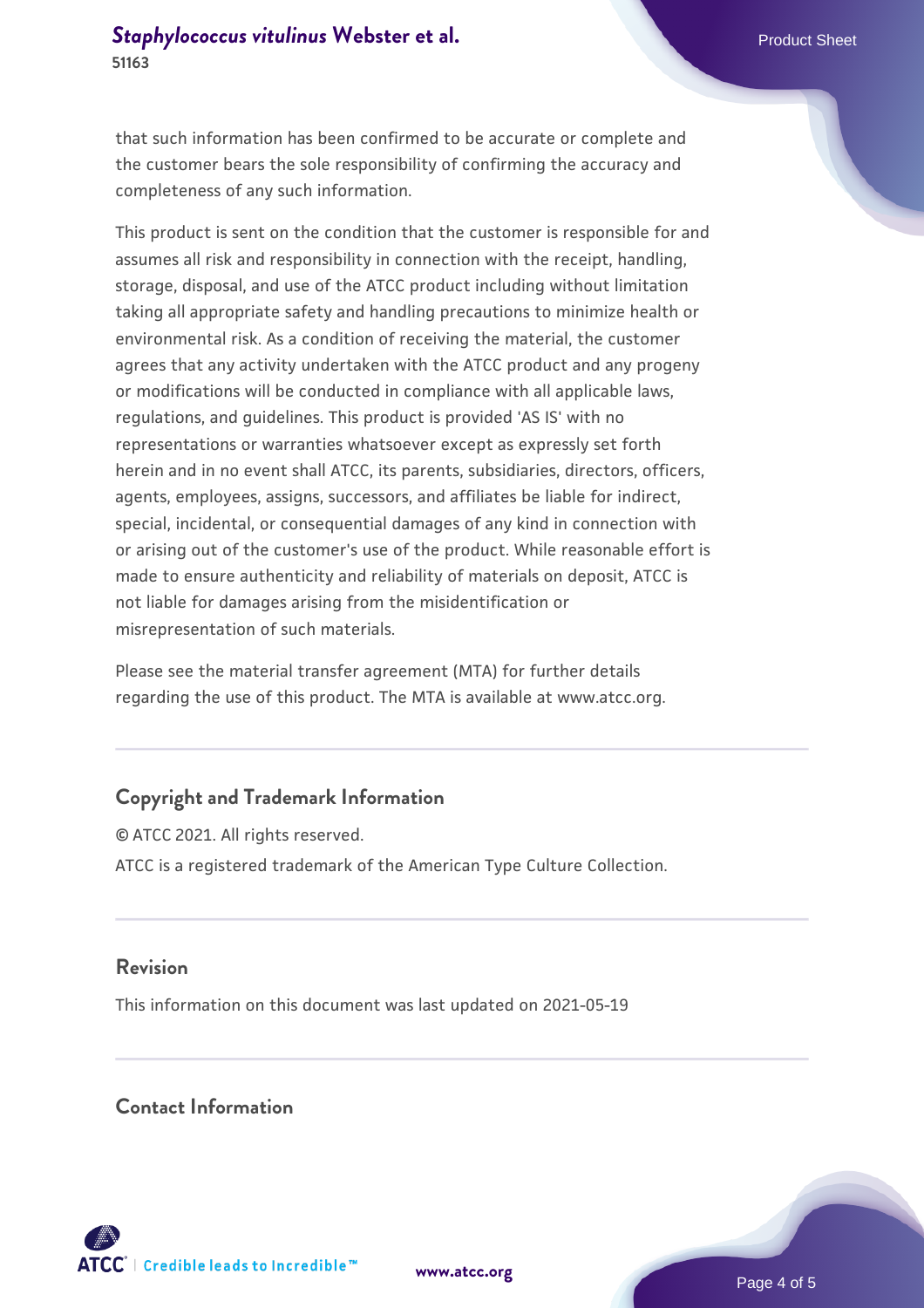that such information has been confirmed to be accurate or complete and the customer bears the sole responsibility of confirming the accuracy and completeness of any such information.

This product is sent on the condition that the customer is responsible for and assumes all risk and responsibility in connection with the receipt, handling, storage, disposal, and use of the ATCC product including without limitation taking all appropriate safety and handling precautions to minimize health or environmental risk. As a condition of receiving the material, the customer agrees that any activity undertaken with the ATCC product and any progeny or modifications will be conducted in compliance with all applicable laws, regulations, and guidelines. This product is provided 'AS IS' with no representations or warranties whatsoever except as expressly set forth herein and in no event shall ATCC, its parents, subsidiaries, directors, officers, agents, employees, assigns, successors, and affiliates be liable for indirect, special, incidental, or consequential damages of any kind in connection with or arising out of the customer's use of the product. While reasonable effort is made to ensure authenticity and reliability of materials on deposit, ATCC is not liable for damages arising from the misidentification or misrepresentation of such materials.

Please see the material transfer agreement (MTA) for further details regarding the use of this product. The MTA is available at www.atcc.org.

## Copyright and Trademark Information

© ATCC 2021. All rights reserved.

ATCC is a registered trademark of the American Type Culture Collection.

## Revision

This information on this document was last updated on 2021-05-19

## Contact Information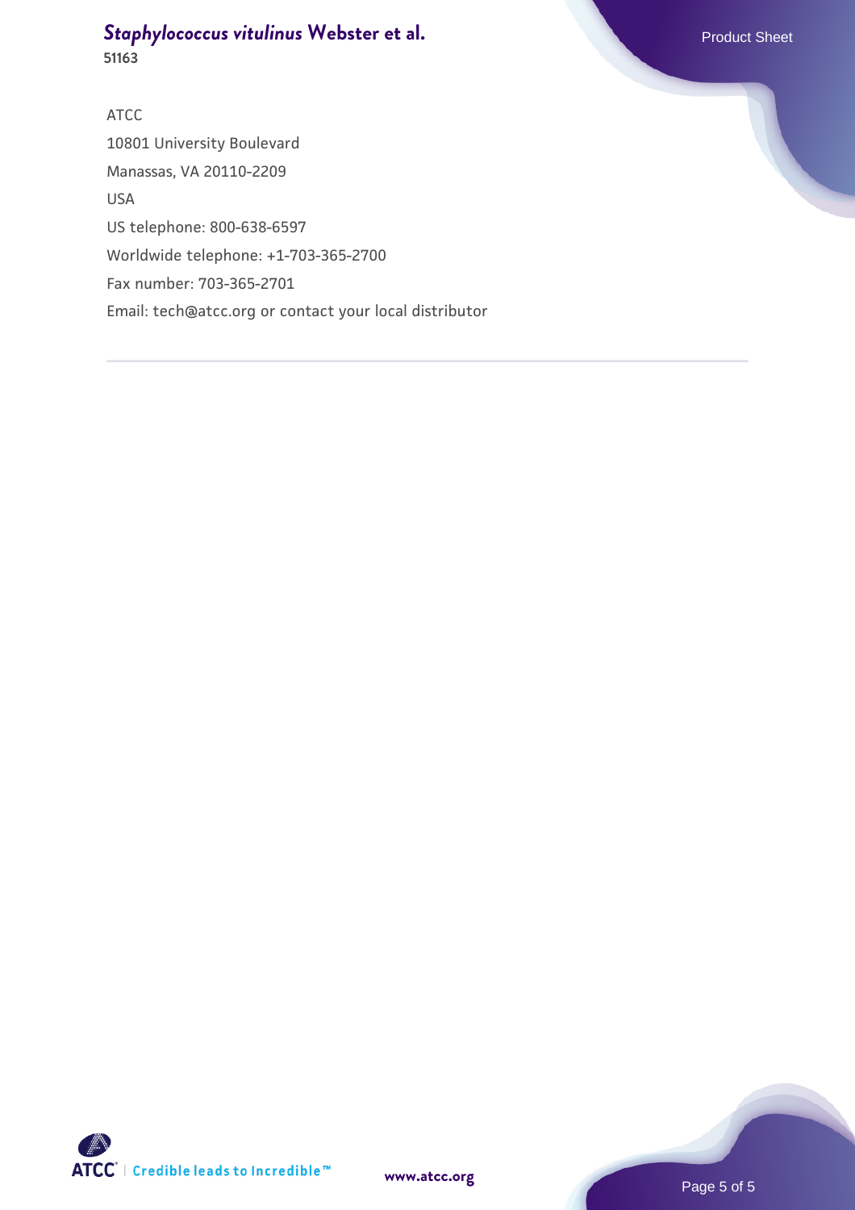ATCC

10801 University Boulevard

Manassas, VA 20110-2209

USA

US telephone: 800-638-6597

Worldwide telephone: +1-703-365-2700

Fax number: 703-365-2701

Email: tech@atcc.org or contact your local distributor